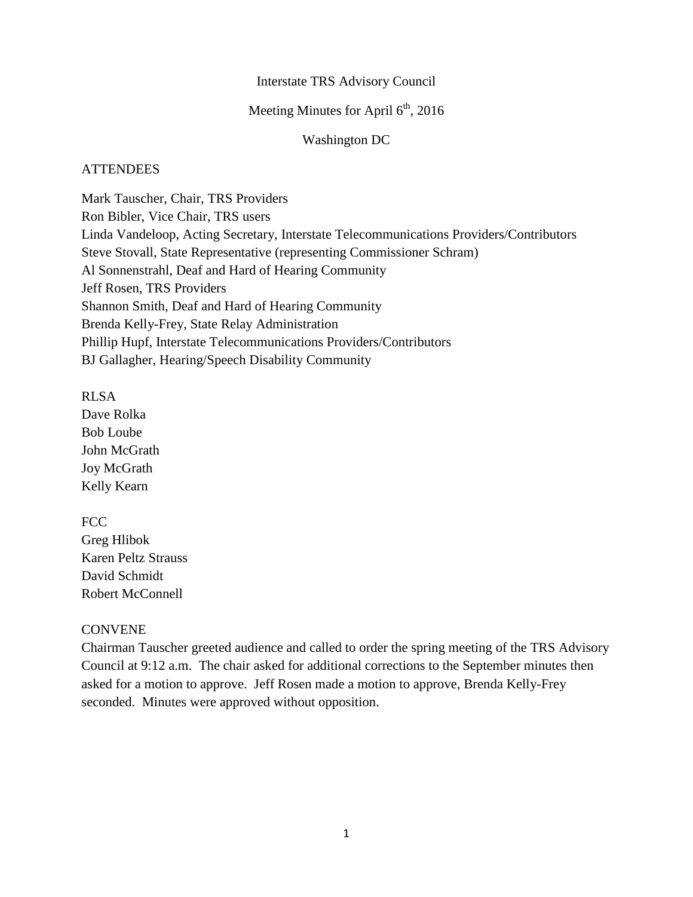Interstate TRS Advisory Council

Meeting Minutes for April 6th, 2016

Washington DC

ATTENDEES

Mark Tauscher, Chair, TRS Providers
Ron Bibler, Vice Chair, TRS users
Linda Vandeloop, Acting Secretary, Interstate Telecommunications Providers/Contributors
Steve Stovall, State Representative (representing Commissioner Schram)
Al Sonnenstrahl, Deaf and Hard of Hearing Community
Jeff Rosen, TRS Providers
Shannon Smith, Deaf and Hard of Hearing Community
Brenda Kelly-Frey, State Relay Administration
Phillip Hupf, Interstate Telecommunications Providers/Contributors
BJ Gallagher, Hearing/Speech Disability Community

RLSA
Dave Rolka
Bob Loube
John McGrath
Joy McGrath
Kelly Kearn

FCC
Greg Hlibok
Karen Peltz Strauss
David Schmidt
Robert McConnell

CONVENE
Chairman Tauscher greeted audience and called to order the spring meeting of the TRS Advisory Council at 9:12 a.m. The chair asked for additional corrections to the September minutes then asked for a motion to approve. Jeff Rosen made a motion to approve, Brenda Kelly-Frey seconded. Minutes were approved without opposition.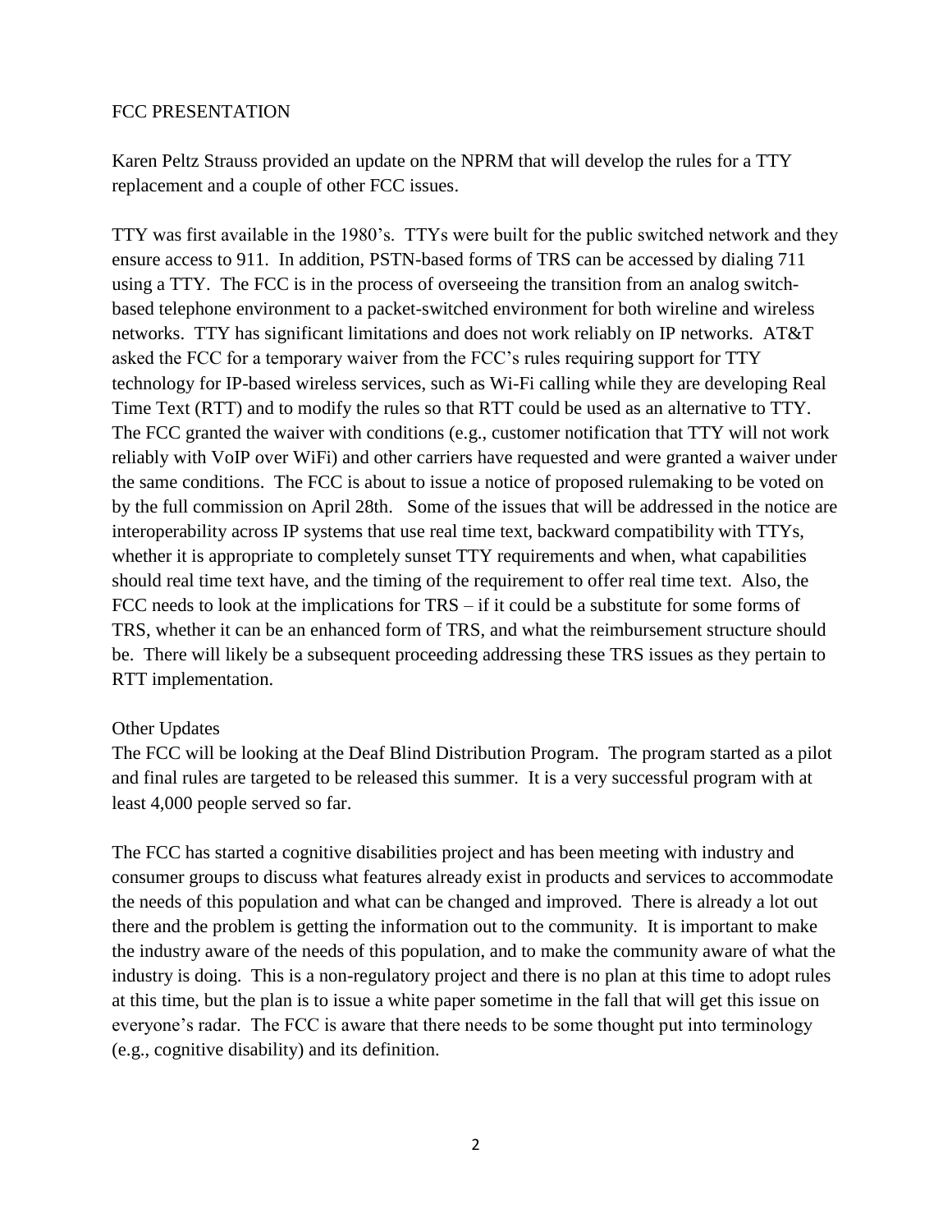## FCC PRESENTATION

Karen Peltz Strauss provided an update on the NPRM that will develop the rules for a TTY replacement and a couple of other FCC issues.

TTY was first available in the 1980's. TTYs were built for the public switched network and they ensure access to 911. In addition, PSTN-based forms of TRS can be accessed by dialing 711 using a TTY. The FCC is in the process of overseeing the transition from an analog switch-based telephone environment to a packet-switched environment for both wireline and wireless networks. TTY has significant limitations and does not work reliably on IP networks. AT&T asked the FCC for a temporary waiver from the FCC's rules requiring support for TTY technology for IP-based wireless services, such as Wi-Fi calling while they are developing Real Time Text (RTT) and to modify the rules so that RTT could be used as an alternative to TTY. The FCC granted the waiver with conditions (e.g., customer notification that TTY will not work reliably with VoIP over WiFi) and other carriers have requested and were granted a waiver under the same conditions. The FCC is about to issue a notice of proposed rulemaking to be voted on by the full commission on April 28th. Some of the issues that will be addressed in the notice are interoperability across IP systems that use real time text, backward compatibility with TTYs, whether it is appropriate to completely sunset TTY requirements and when, what capabilities should real time text have, and the timing of the requirement to offer real time text. Also, the FCC needs to look at the implications for TRS – if it could be a substitute for some forms of TRS, whether it can be an enhanced form of TRS, and what the reimbursement structure should be. There will likely be a subsequent proceeding addressing these TRS issues as they pertain to RTT implementation.

### Other Updates

The FCC will be looking at the Deaf Blind Distribution Program. The program started as a pilot and final rules are targeted to be released this summer. It is a very successful program with at least 4,000 people served so far.

The FCC has started a cognitive disabilities project and has been meeting with industry and consumer groups to discuss what features already exist in products and services to accommodate the needs of this population and what can be changed and improved. There is already a lot out there and the problem is getting the information out to the community. It is important to make the industry aware of the needs of this population, and to make the community aware of what the industry is doing. This is a non-regulatory project and there is no plan at this time to adopt rules at this time, but the plan is to issue a white paper sometime in the fall that will get this issue on everyone's radar. The FCC is aware that there needs to be some thought put into terminology (e.g., cognitive disability) and its definition.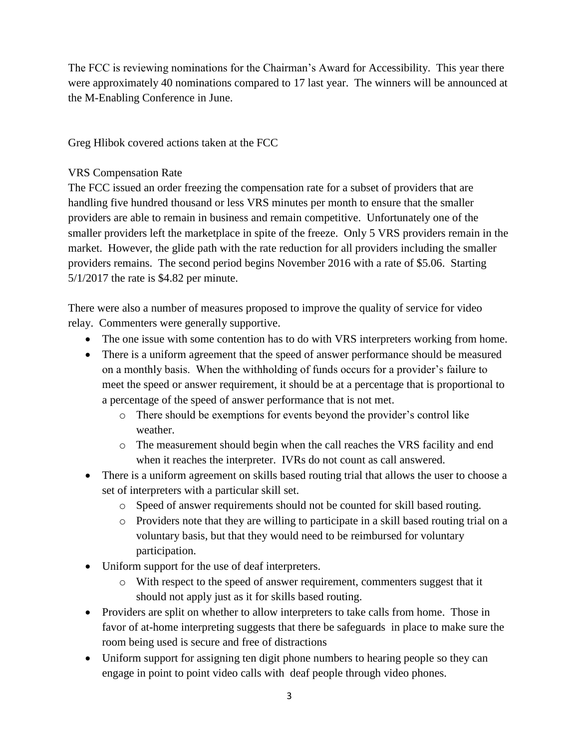The FCC is reviewing nominations for the Chairman's Award for Accessibility. This year there were approximately 40 nominations compared to 17 last year. The winners will be announced at the M-Enabling Conference in June.

Greg Hlibok covered actions taken at the FCC

VRS Compensation Rate

The FCC issued an order freezing the compensation rate for a subset of providers that are handling five hundred thousand or less VRS minutes per month to ensure that the smaller providers are able to remain in business and remain competitive. Unfortunately one of the smaller providers left the marketplace in spite of the freeze. Only 5 VRS providers remain in the market. However, the glide path with the rate reduction for all providers including the smaller providers remains. The second period begins November 2016 with a rate of $5.06. Starting 5/1/2017 the rate is $4.82 per minute.

There were also a number of measures proposed to improve the quality of service for video relay. Commenters were generally supportive.

- The one issue with some contention has to do with VRS interpreters working from home.
- There is a uniform agreement that the speed of answer performance should be measured on a monthly basis. When the withholding of funds occurs for a provider's failure to meet the speed or answer requirement, it should be at a percentage that is proportional to a percentage of the speed of answer performance that is not met.
  - There should be exemptions for events beyond the provider's control like weather.
  - The measurement should begin when the call reaches the VRS facility and end when it reaches the interpreter. IVRs do not count as call answered.
- There is a uniform agreement on skills based routing trial that allows the user to choose a set of interpreters with a particular skill set.
  - Speed of answer requirements should not be counted for skill based routing.
  - Providers note that they are willing to participate in a skill based routing trial on a voluntary basis, but that they would need to be reimbursed for voluntary participation.
- Uniform support for the use of deaf interpreters.
  - With respect to the speed of answer requirement, commenters suggest that it should not apply just as it for skills based routing.
- Providers are split on whether to allow interpreters to take calls from home. Those in favor of at-home interpreting suggests that there be safeguards in place to make sure the room being used is secure and free of distractions
- Uniform support for assigning ten digit phone numbers to hearing people so they can engage in point to point video calls with deaf people through video phones.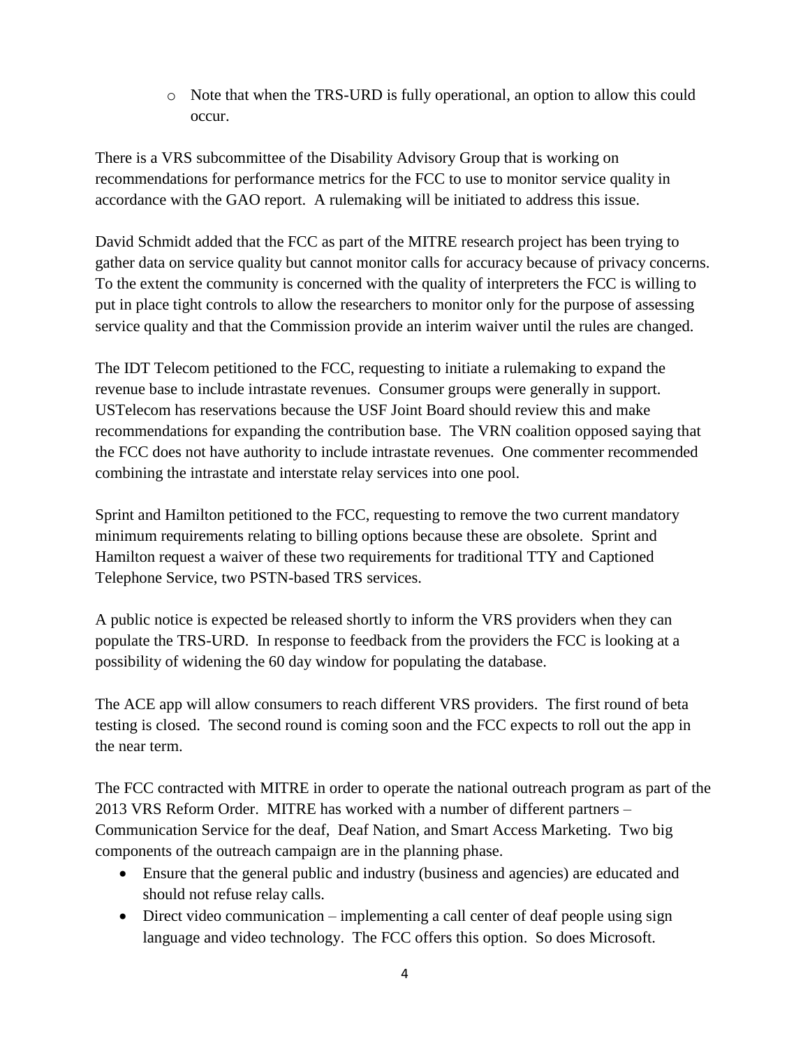- Note that when the TRS-URD is fully operational, an option to allow this could occur.

There is a VRS subcommittee of the Disability Advisory Group that is working on recommendations for performance metrics for the FCC to use to monitor service quality in accordance with the GAO report. A rulemaking will be initiated to address this issue.

David Schmidt added that the FCC as part of the MITRE research project has been trying to gather data on service quality but cannot monitor calls for accuracy because of privacy concerns. To the extent the community is concerned with the quality of interpreters the FCC is willing to put in place tight controls to allow the researchers to monitor only for the purpose of assessing service quality and that the Commission provide an interim waiver until the rules are changed.

The IDT Telecom petitioned to the FCC, requesting to initiate a rulemaking to expand the revenue base to include intrastate revenues. Consumer groups were generally in support. USTelecom has reservations because the USF Joint Board should review this and make recommendations for expanding the contribution base. The VRN coalition opposed saying that the FCC does not have authority to include intrastate revenues. One commenter recommended combining the intrastate and interstate relay services into one pool.

Sprint and Hamilton petitioned to the FCC, requesting to remove the two current mandatory minimum requirements relating to billing options because these are obsolete. Sprint and Hamilton request a waiver of these two requirements for traditional TTY and Captioned Telephone Service, two PSTN-based TRS services.

A public notice is expected be released shortly to inform the VRS providers when they can populate the TRS-URD. In response to feedback from the providers the FCC is looking at a possibility of widening the 60 day window for populating the database.

The ACE app will allow consumers to reach different VRS providers. The first round of beta testing is closed. The second round is coming soon and the FCC expects to roll out the app in the near term.

The FCC contracted with MITRE in order to operate the national outreach program as part of the 2013 VRS Reform Order. MITRE has worked with a number of different partners – Communication Service for the deaf, Deaf Nation, and Smart Access Marketing. Two big components of the outreach campaign are in the planning phase.

- Ensure that the general public and industry (business and agencies) are educated and should not refuse relay calls.
- Direct video communication – implementing a call center of deaf people using sign language and video technology. The FCC offers this option. So does Microsoft.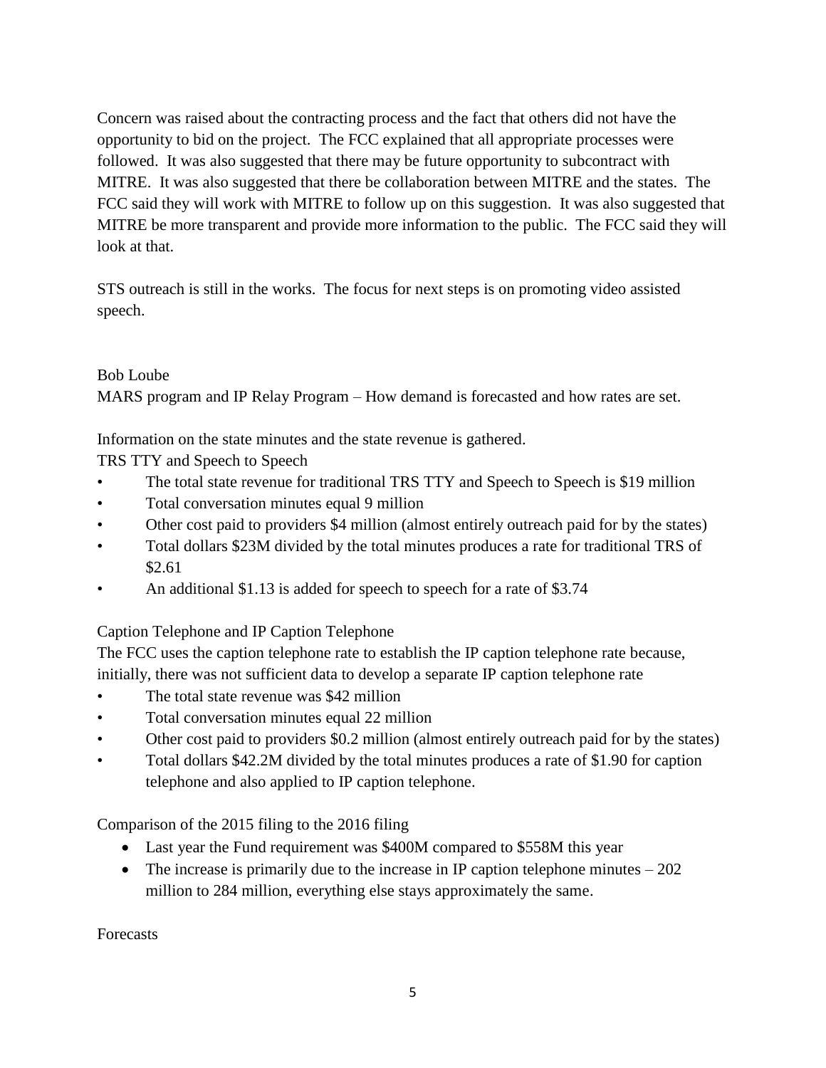Concern was raised about the contracting process and the fact that others did not have the opportunity to bid on the project. The FCC explained that all appropriate processes were followed. It was also suggested that there may be future opportunity to subcontract with MITRE. It was also suggested that there be collaboration between MITRE and the states. The FCC said they will work with MITRE to follow up on this suggestion. It was also suggested that MITRE be more transparent and provide more information to the public. The FCC said they will look at that.

STS outreach is still in the works. The focus for next steps is on promoting video assisted speech.

Bob Loube

MARS program and IP Relay Program – How demand is forecasted and how rates are set.

Information on the state minutes and the state revenue is gathered.

TRS TTY and Speech to Speech

- The total state revenue for traditional TRS TTY and Speech to Speech is $19 million
- Total conversation minutes equal 9 million
- Other cost paid to providers $4 million (almost entirely outreach paid for by the states)
- Total dollars $23M divided by the total minutes produces a rate for traditional TRS of $2.61
- An additional $1.13 is added for speech to speech for a rate of $3.74

Caption Telephone and IP Caption Telephone

The FCC uses the caption telephone rate to establish the IP caption telephone rate because, initially, there was not sufficient data to develop a separate IP caption telephone rate

- The total state revenue was $42 million
- Total conversation minutes equal 22 million
- Other cost paid to providers $0.2 million (almost entirely outreach paid for by the states)
- Total dollars $42.2M divided by the total minutes produces a rate of $1.90 for caption telephone and also applied to IP caption telephone.

Comparison of the 2015 filing to the 2016 filing

- Last year the Fund requirement was $400M compared to $558M this year
- The increase is primarily due to the increase in IP caption telephone minutes – 202 million to 284 million, everything else stays approximately the same.

Forecasts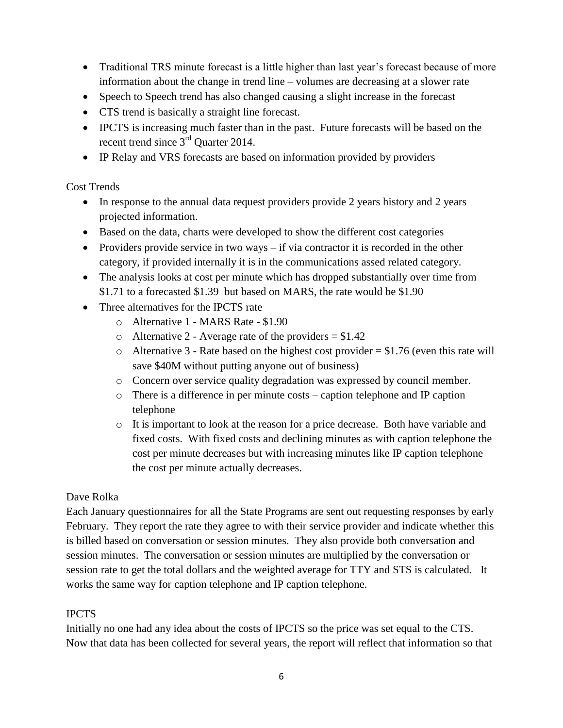- Traditional TRS minute forecast is a little higher than last year's forecast because of more information about the change in trend line – volumes are decreasing at a slower rate
- Speech to Speech trend has also changed causing a slight increase in the forecast
- CTS trend is basically a straight line forecast.
- IPCTS is increasing much faster than in the past. Future forecasts will be based on the recent trend since 3rd Quarter 2014.
- IP Relay and VRS forecasts are based on information provided by providers

Cost Trends

- In response to the annual data request providers provide 2 years history and 2 years projected information.
- Based on the data, charts were developed to show the different cost categories
- Providers provide service in two ways – if via contractor it is recorded in the other category, if provided internally it is in the communications assed related category.
- The analysis looks at cost per minute which has dropped substantially over time from $1.71 to a forecasted $1.39 but based on MARS, the rate would be $1.90
- Three alternatives for the IPCTS rate
    - Alternative 1 - MARS Rate - $1.90
    - Alternative 2 - Average rate of the providers = $1.42
    - Alternative 3 - Rate based on the highest cost provider = $1.76 (even this rate will save $40M without putting anyone out of business)
    - Concern over service quality degradation was expressed by council member.
    - There is a difference in per minute costs – caption telephone and IP caption telephone
    - It is important to look at the reason for a price decrease. Both have variable and fixed costs. With fixed costs and declining minutes as with caption telephone the cost per minute decreases but with increasing minutes like IP caption telephone the cost per minute actually decreases.

Dave Rolka

Each January questionnaires for all the State Programs are sent out requesting responses by early February. They report the rate they agree to with their service provider and indicate whether this is billed based on conversation or session minutes. They also provide both conversation and session minutes. The conversation or session minutes are multiplied by the conversation or session rate to get the total dollars and the weighted average for TTY and STS is calculated. It works the same way for caption telephone and IP caption telephone.

IPCTS

Initially no one had any idea about the costs of IPCTS so the price was set equal to the CTS. Now that data has been collected for several years, the report will reflect that information so that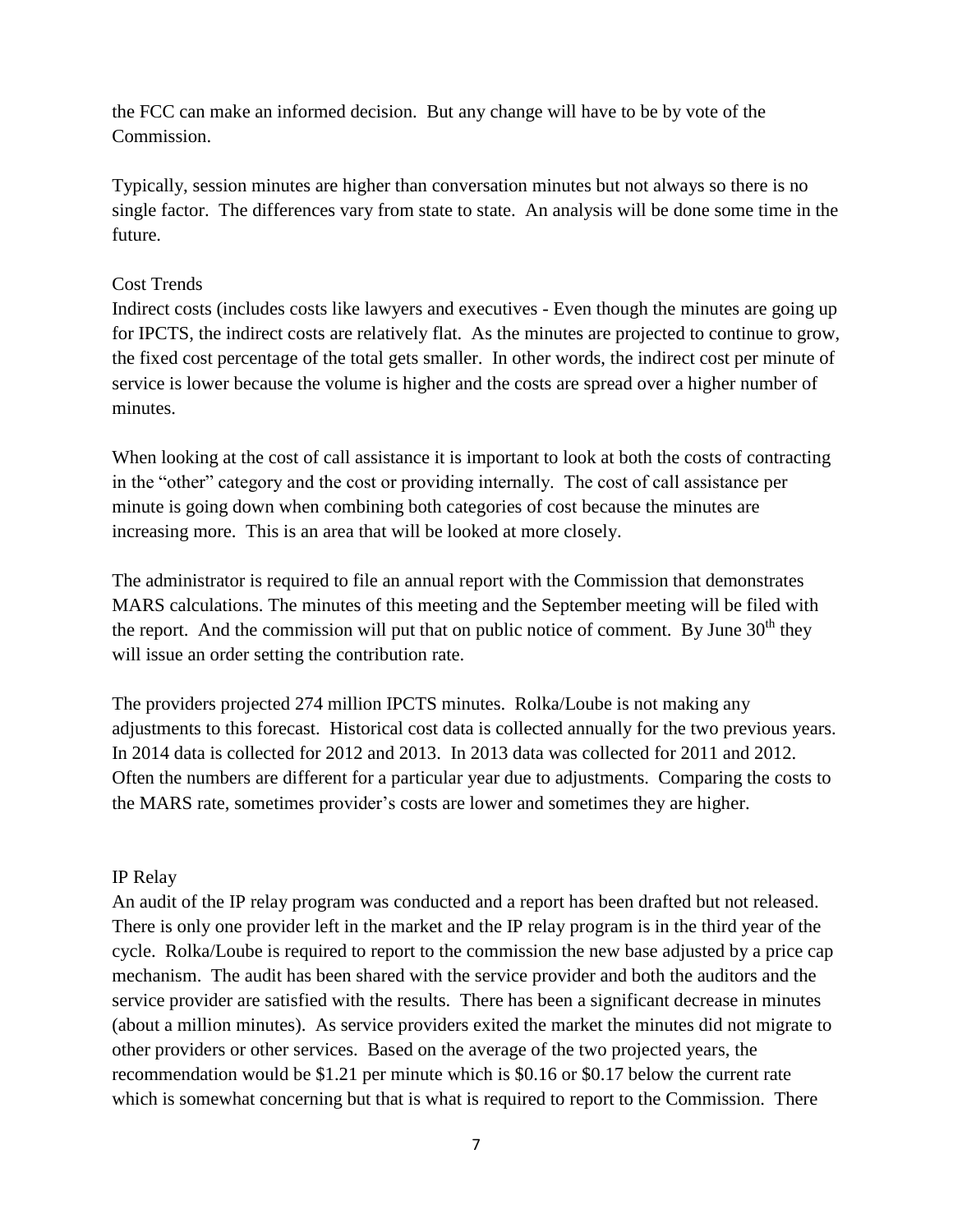the FCC can make an informed decision. But any change will have to be by vote of the Commission.

Typically, session minutes are higher than conversation minutes but not always so there is no single factor. The differences vary from state to state. An analysis will be done some time in the future.

Cost Trends

Indirect costs (includes costs like lawyers and executives - Even though the minutes are going up for IPCTS, the indirect costs are relatively flat. As the minutes are projected to continue to grow, the fixed cost percentage of the total gets smaller. In other words, the indirect cost per minute of service is lower because the volume is higher and the costs are spread over a higher number of minutes.

When looking at the cost of call assistance it is important to look at both the costs of contracting in the "other" category and the cost or providing internally. The cost of call assistance per minute is going down when combining both categories of cost because the minutes are increasing more. This is an area that will be looked at more closely.

The administrator is required to file an annual report with the Commission that demonstrates MARS calculations. The minutes of this meeting and the September meeting will be filed with the report. And the commission will put that on public notice of comment. By June 30th they will issue an order setting the contribution rate.

The providers projected 274 million IPCTS minutes. Rolka/Loube is not making any adjustments to this forecast. Historical cost data is collected annually for the two previous years. In 2014 data is collected for 2012 and 2013. In 2013 data was collected for 2011 and 2012. Often the numbers are different for a particular year due to adjustments. Comparing the costs to the MARS rate, sometimes provider's costs are lower and sometimes they are higher.

IP Relay

An audit of the IP relay program was conducted and a report has been drafted but not released. There is only one provider left in the market and the IP relay program is in the third year of the cycle. Rolka/Loube is required to report to the commission the new base adjusted by a price cap mechanism. The audit has been shared with the service provider and both the auditors and the service provider are satisfied with the results. There has been a significant decrease in minutes (about a million minutes). As service providers exited the market the minutes did not migrate to other providers or other services. Based on the average of the two projected years, the recommendation would be $1.21 per minute which is $0.16 or $0.17 below the current rate which is somewhat concerning but that is what is required to report to the Commission. There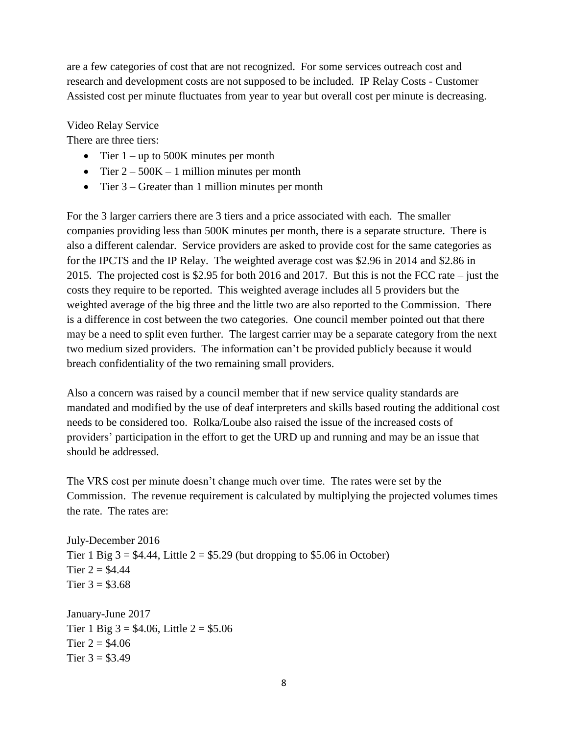are a few categories of cost that are not recognized. For some services outreach cost and research and development costs are not supposed to be included. IP Relay Costs - Customer Assisted cost per minute fluctuates from year to year but overall cost per minute is decreasing.

Video Relay Service

There are three tiers:

- Tier 1 – up to 500K minutes per month
- Tier 2 – 500K – 1 million minutes per month
- Tier 3 – Greater than 1 million minutes per month

For the 3 larger carriers there are 3 tiers and a price associated with each. The smaller companies providing less than 500K minutes per month, there is a separate structure. There is also a different calendar. Service providers are asked to provide cost for the same categories as for the IPCTS and the IP Relay. The weighted average cost was $2.96 in 2014 and $2.86 in 2015. The projected cost is $2.95 for both 2016 and 2017. But this is not the FCC rate – just the costs they require to be reported. This weighted average includes all 5 providers but the weighted average of the big three and the little two are also reported to the Commission. There is a difference in cost between the two categories. One council member pointed out that there may be a need to split even further. The largest carrier may be a separate category from the next two medium sized providers. The information can't be provided publicly because it would breach confidentiality of the two remaining small providers.

Also a concern was raised by a council member that if new service quality standards are mandated and modified by the use of deaf interpreters and skills based routing the additional cost needs to be considered too. Rolka/Loube also raised the issue of the increased costs of providers' participation in the effort to get the URD up and running and may be an issue that should be addressed.

The VRS cost per minute doesn't change much over time. The rates were set by the Commission. The revenue requirement is calculated by multiplying the projected volumes times the rate. The rates are:

July-December 2016
Tier 1 Big 3 = $4.44, Little 2 = $5.29 (but dropping to $5.06 in October)
Tier 2 = $4.44
Tier 3 = $3.68

January-June 2017
Tier 1 Big 3 = $4.06, Little 2 = $5.06
Tier 2 = $4.06
Tier 3 = $3.49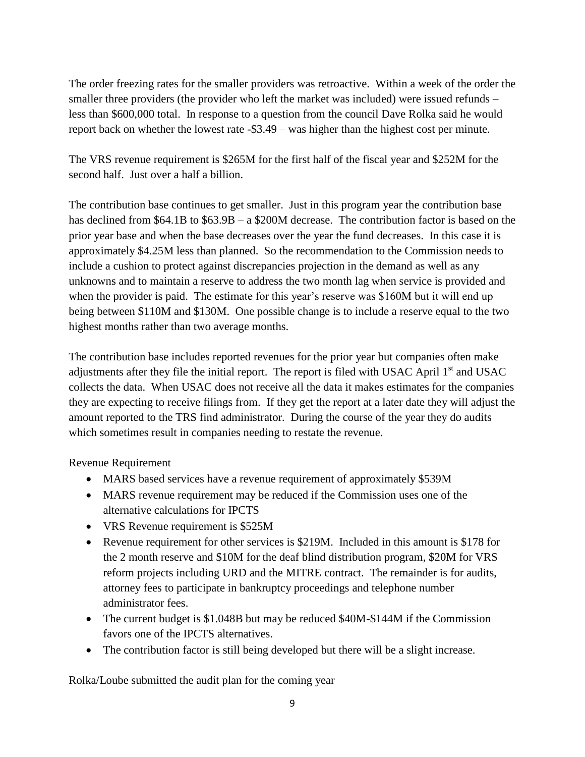The order freezing rates for the smaller providers was retroactive. Within a week of the order the smaller three providers (the provider who left the market was included) were issued refunds – less than $600,000 total. In response to a question from the council Dave Rolka said he would report back on whether the lowest rate -$3.49 – was higher than the highest cost per minute.

The VRS revenue requirement is $265M for the first half of the fiscal year and $252M for the second half. Just over a half a billion.

The contribution base continues to get smaller. Just in this program year the contribution base has declined from $64.1B to $63.9B – a $200M decrease. The contribution factor is based on the prior year base and when the base decreases over the year the fund decreases. In this case it is approximately $4.25M less than planned. So the recommendation to the Commission needs to include a cushion to protect against discrepancies projection in the demand as well as any unknowns and to maintain a reserve to address the two month lag when service is provided and when the provider is paid. The estimate for this year's reserve was $160M but it will end up being between $110M and $130M. One possible change is to include a reserve equal to the two highest months rather than two average months.

The contribution base includes reported revenues for the prior year but companies often make adjustments after they file the initial report. The report is filed with USAC April 1st and USAC collects the data. When USAC does not receive all the data it makes estimates for the companies they are expecting to receive filings from. If they get the report at a later date they will adjust the amount reported to the TRS find administrator. During the course of the year they do audits which sometimes result in companies needing to restate the revenue.

Revenue Requirement

- MARS based services have a revenue requirement of approximately $539M
- MARS revenue requirement may be reduced if the Commission uses one of the alternative calculations for IPCTS
- VRS Revenue requirement is $525M
- Revenue requirement for other services is $219M. Included in this amount is $178 for the 2 month reserve and $10M for the deaf blind distribution program, $20M for VRS reform projects including URD and the MITRE contract. The remainder is for audits, attorney fees to participate in bankruptcy proceedings and telephone number administrator fees.
- The current budget is $1.048B but may be reduced $40M-$144M if the Commission favors one of the IPCTS alternatives.
- The contribution factor is still being developed but there will be a slight increase.

Rolka/Loube submitted the audit plan for the coming year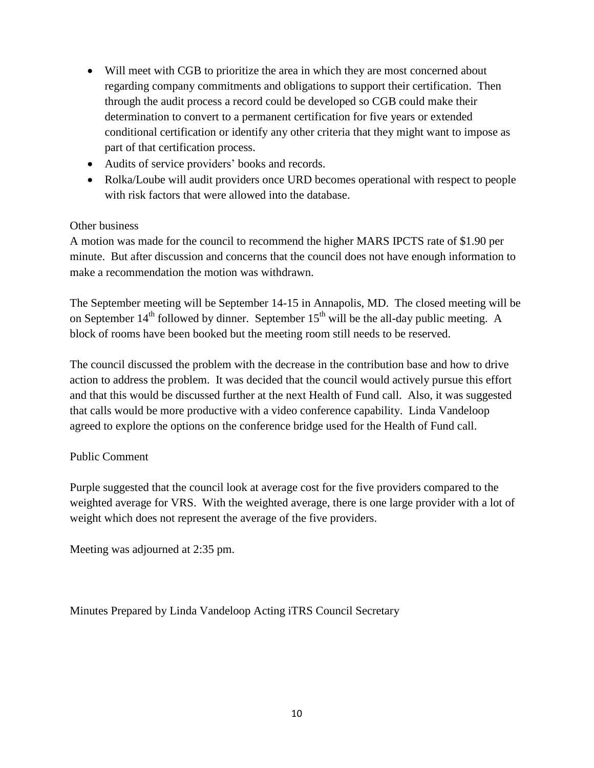- Will meet with CGB to prioritize the area in which they are most concerned about regarding company commitments and obligations to support their certification. Then through the audit process a record could be developed so CGB could make their determination to convert to a permanent certification for five years or extended conditional certification or identify any other criteria that they might want to impose as part of that certification process.
- Audits of service providers' books and records.
- Rolka/Loube will audit providers once URD becomes operational with respect to people with risk factors that were allowed into the database.

Other business

A motion was made for the council to recommend the higher MARS IPCTS rate of $1.90 per minute. But after discussion and concerns that the council does not have enough information to make a recommendation the motion was withdrawn.

The September meeting will be September 14-15 in Annapolis, MD. The closed meeting will be on September 14th followed by dinner. September 15th will be the all-day public meeting. A block of rooms have been booked but the meeting room still needs to be reserved.

The council discussed the problem with the decrease in the contribution base and how to drive action to address the problem. It was decided that the council would actively pursue this effort and that this would be discussed further at the next Health of Fund call. Also, it was suggested that calls would be more productive with a video conference capability. Linda Vandeloop agreed to explore the options on the conference bridge used for the Health of Fund call.

Public Comment

Purple suggested that the council look at average cost for the five providers compared to the weighted average for VRS. With the weighted average, there is one large provider with a lot of weight which does not represent the average of the five providers.

Meeting was adjourned at 2:35 pm.

Minutes Prepared by Linda Vandeloop Acting iTRS Council Secretary